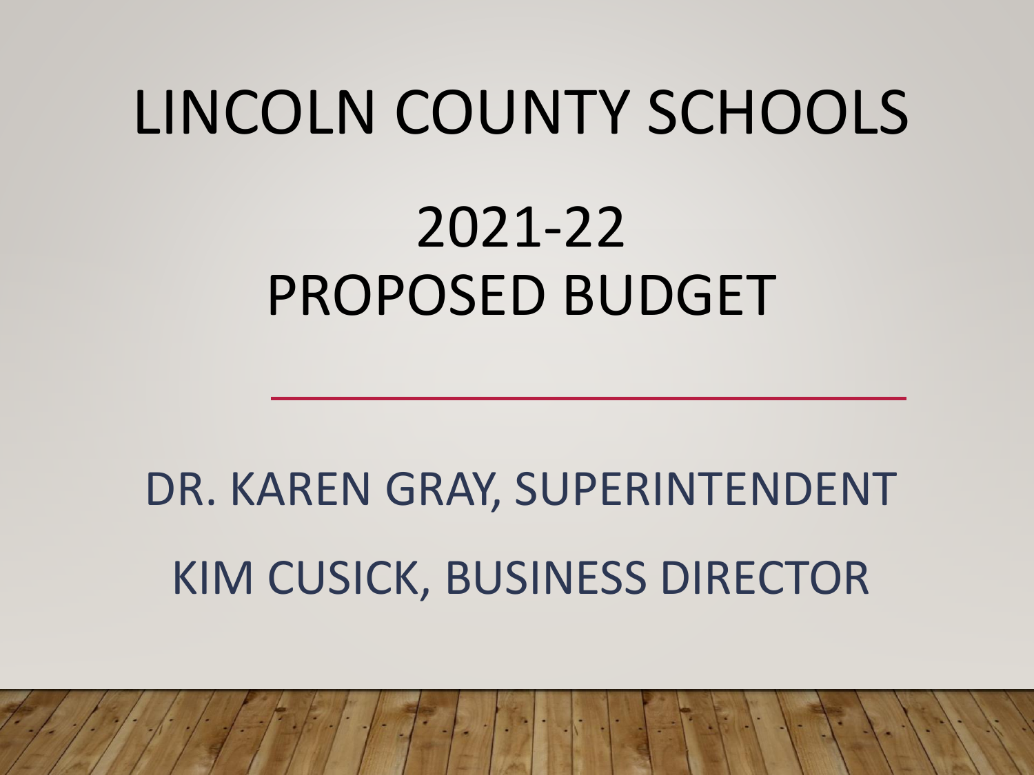# LINCOLN COUNTY SCHOOLS

## 2021-22
## PROPOSED BUDGET

DR. KAREN GRAY, SUPERINTENDENT

KIM CUSICK, BUSINESS DIRECTOR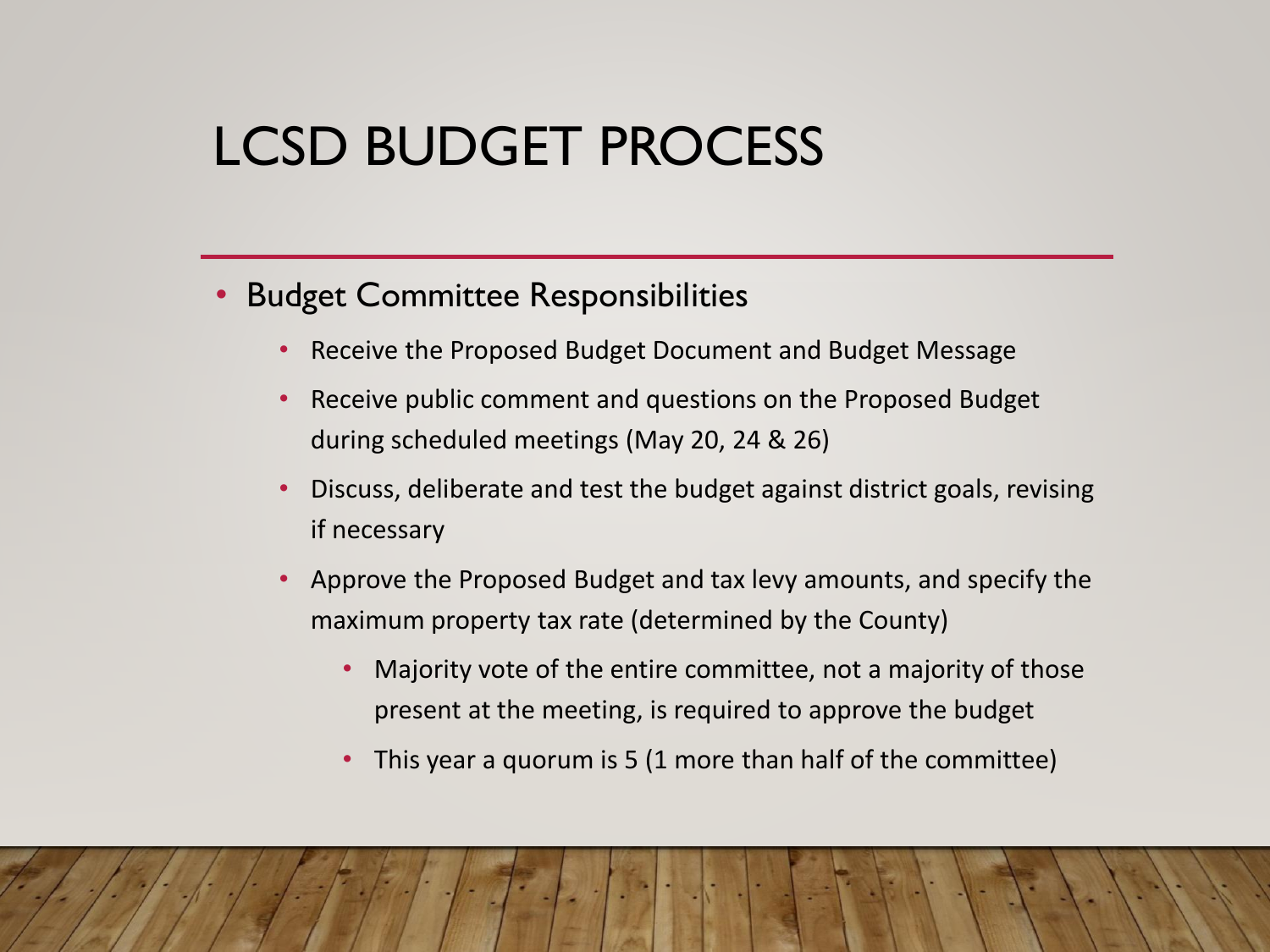# LCSD BUDGET PROCESS

- Budget Committee Responsibilities
  - Receive the Proposed Budget Document and Budget Message
  - Receive public comment and questions on the Proposed Budget during scheduled meetings (May 20, 24 & 26)
  - Discuss, deliberate and test the budget against district goals, revising if necessary
  - Approve the Proposed Budget and tax levy amounts, and specify the maximum property tax rate (determined by the County)
    - Majority vote of the entire committee, not a majority of those present at the meeting, is required to approve the budget
    - This year a quorum is 5 (1 more than half of the committee)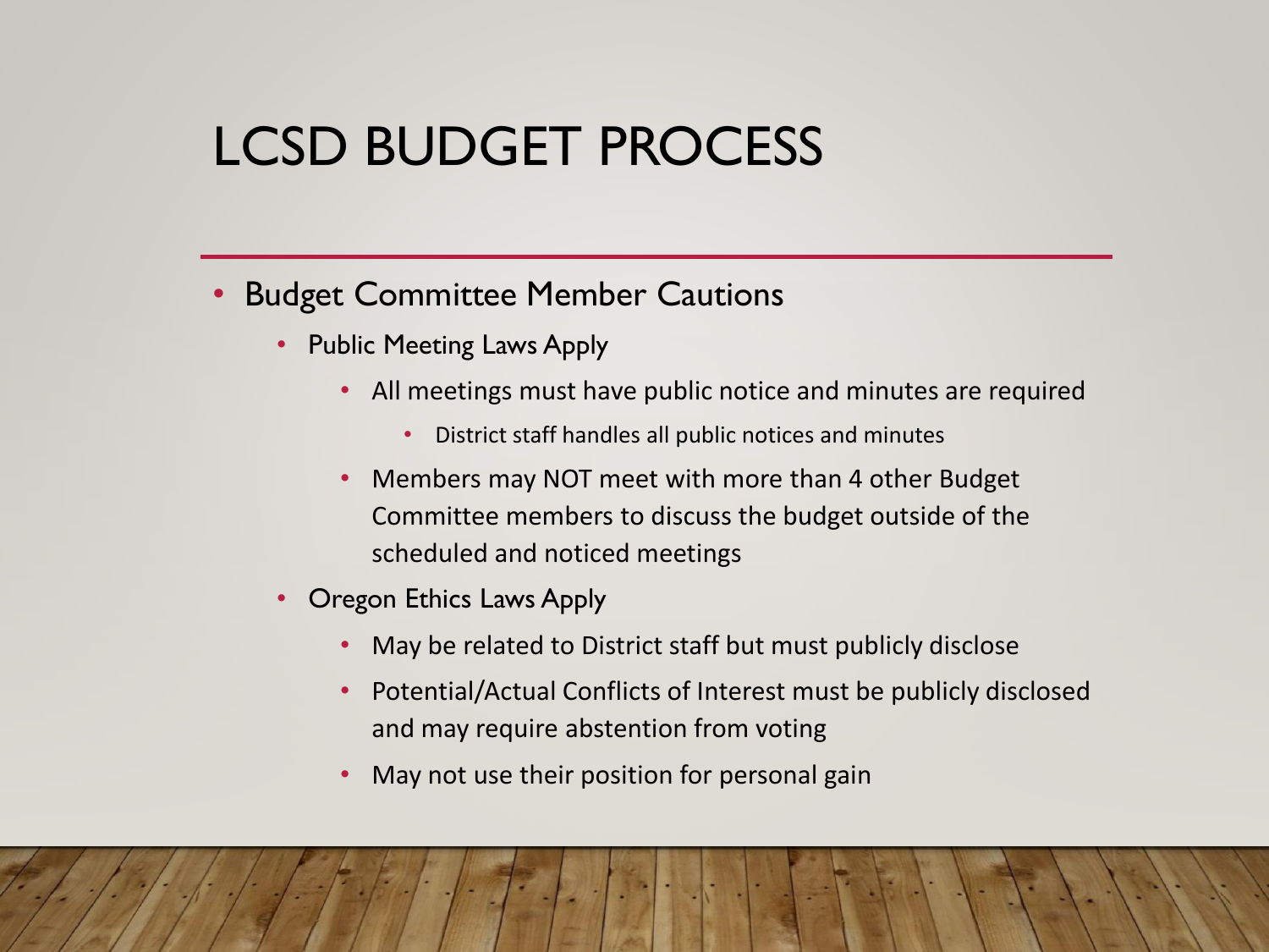# LCSD BUDGET PROCESS

- Budget Committee Member Cautions
  - Public Meeting Laws Apply
    - All meetings must have public notice and minutes are required
      - District staff handles all public notices and minutes
    - Members may NOT meet with more than 4 other Budget Committee members to discuss the budget outside of the scheduled and noticed meetings
  - Oregon Ethics Laws Apply
    - May be related to District staff but must publicly disclose
    - Potential/Actual Conflicts of Interest must be publicly disclosed and may require abstention from voting
    - May not use their position for personal gain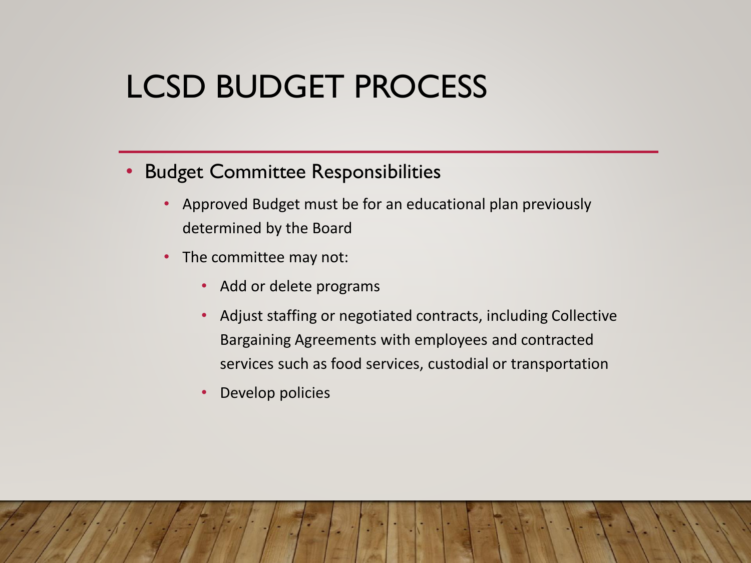# LCSD BUDGET PROCESS

- Budget Committee Responsibilities
  - Approved Budget must be for an educational plan previously determined by the Board
  - The committee may not:
    - Add or delete programs
    - Adjust staffing or negotiated contracts, including Collective Bargaining Agreements with employees and contracted services such as food services, custodial or transportation
    - Develop policies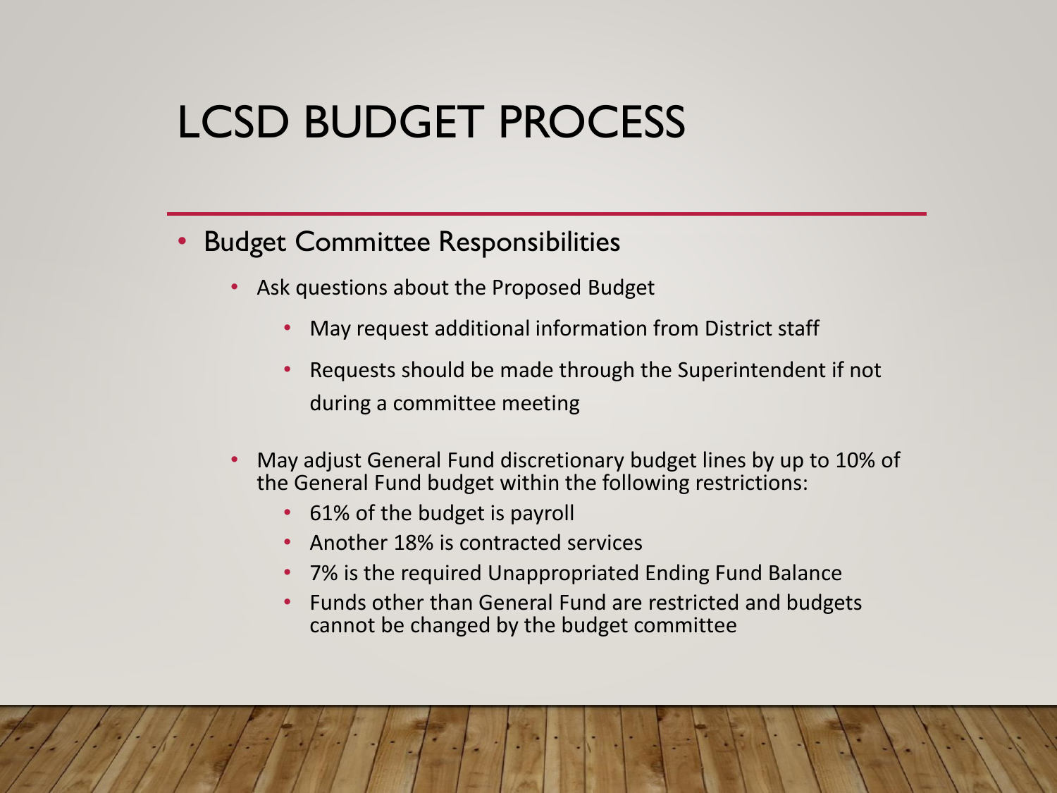# LCSD BUDGET PROCESS

- Budget Committee Responsibilities
  - Ask questions about the Proposed Budget
    - May request additional information from District staff
    - Requests should be made through the Superintendent if not during a committee meeting
  - May adjust General Fund discretionary budget lines by up to 10% of the General Fund budget within the following restrictions:
    - 61% of the budget is payroll
    - Another 18% is contracted services
    - 7% is the required Unappropriated Ending Fund Balance
    - Funds other than General Fund are restricted and budgets cannot be changed by the budget committee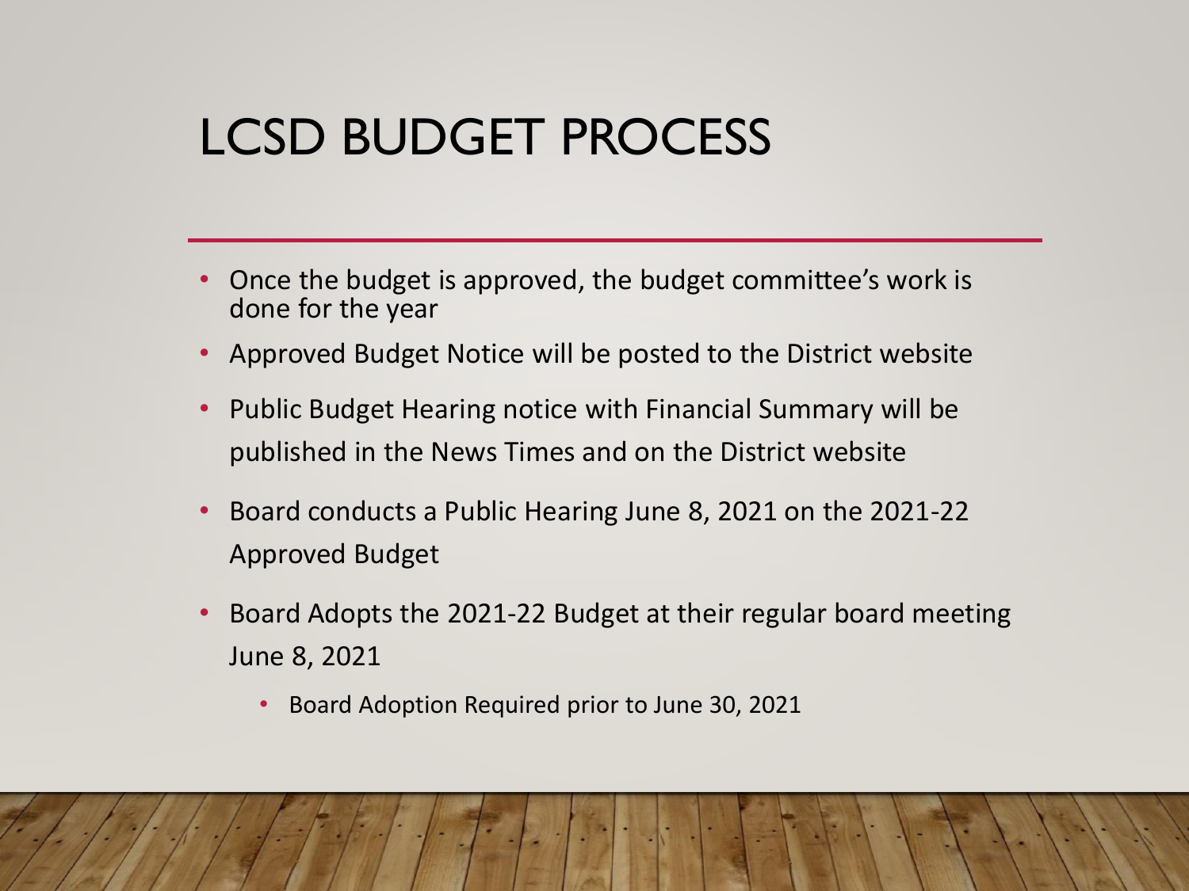# LCSD BUDGET PROCESS

- Once the budget is approved, the budget committee's work is done for the year
- Approved Budget Notice will be posted to the District website
- Public Budget Hearing notice with Financial Summary will be published in the News Times and on the District website
- Board conducts a Public Hearing June 8, 2021 on the 2021-22 Approved Budget
- Board Adopts the 2021-22 Budget at their regular board meeting June 8, 2021
  - Board Adoption Required prior to June 30, 2021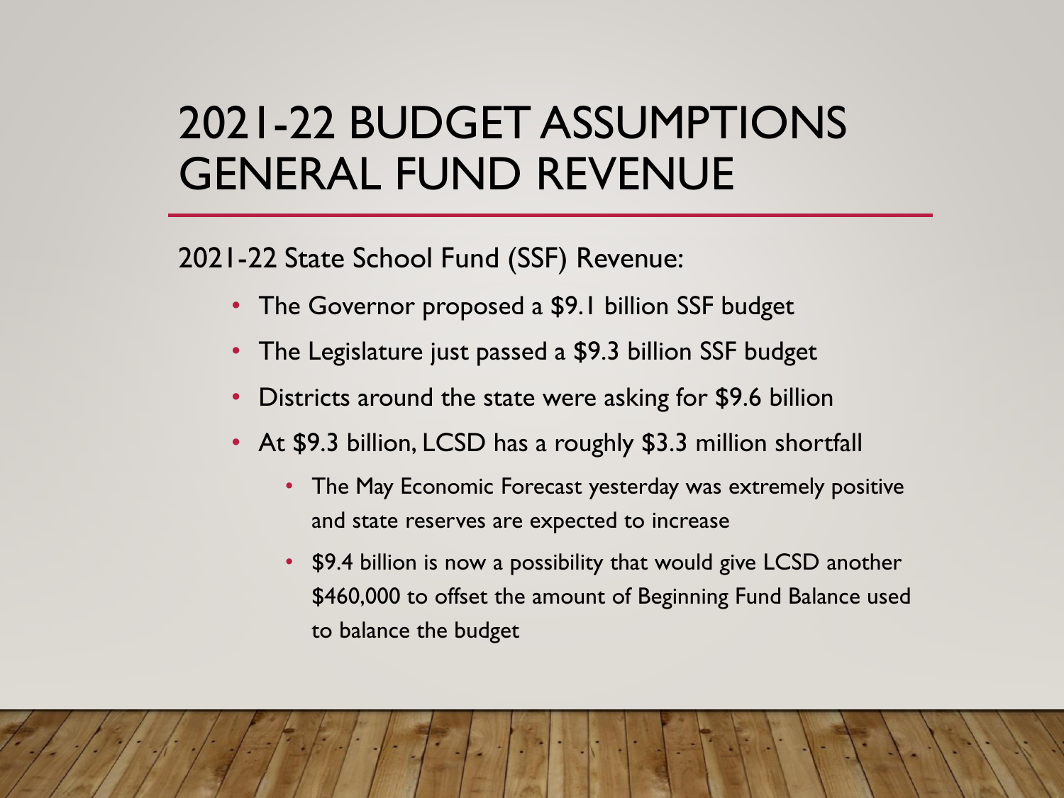# 2021-22 BUDGET ASSUMPTIONS GENERAL FUND REVENUE

2021-22 State School Fund (SSF) Revenue:

- The Governor proposed a $9.1 billion SSF budget
- The Legislature just passed a $9.3 billion SSF budget
- Districts around the state were asking for $9.6 billion
- At $9.3 billion, LCSD has a roughly $3.3 million shortfall
  - The May Economic Forecast yesterday was extremely positive and state reserves are expected to increase
  - $9.4 billion is now a possibility that would give LCSD another $460,000 to offset the amount of Beginning Fund Balance used to balance the budget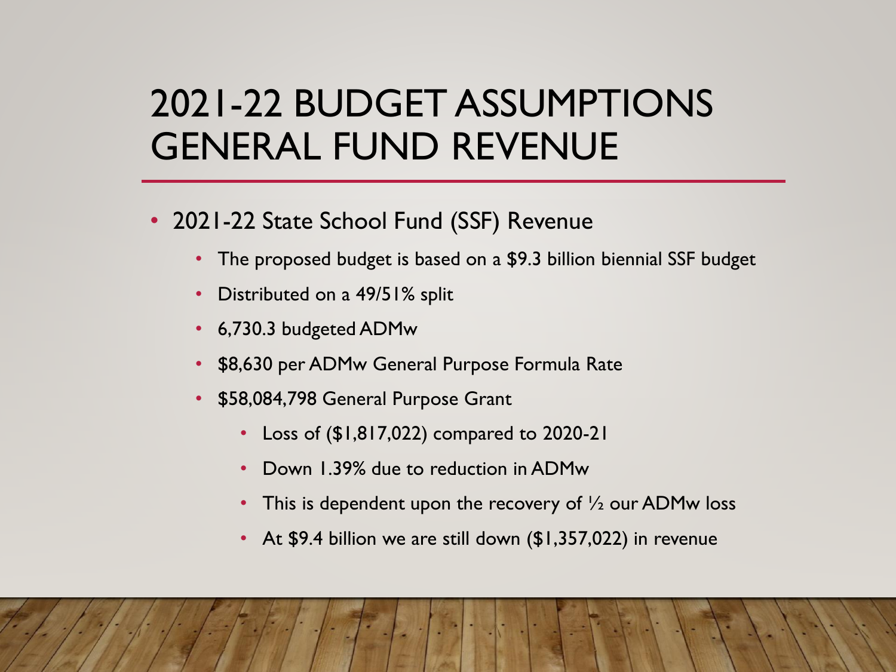# 2021-22 BUDGET ASSUMPTIONS GENERAL FUND REVENUE

- 2021-22 State School Fund (SSF) Revenue
  - The proposed budget is based on a $9.3 billion biennial SSF budget
  - Distributed on a 49/51% split
  - 6,730.3 budgeted ADMw
  - $8,630 per ADMw General Purpose Formula Rate
  - $58,084,798 General Purpose Grant
    - Loss of ($1,817,022) compared to 2020-21
    - Down 1.39% due to reduction in ADMw
    - This is dependent upon the recovery of ½ our ADMw loss
    - At $9.4 billion we are still down ($1,357,022) in revenue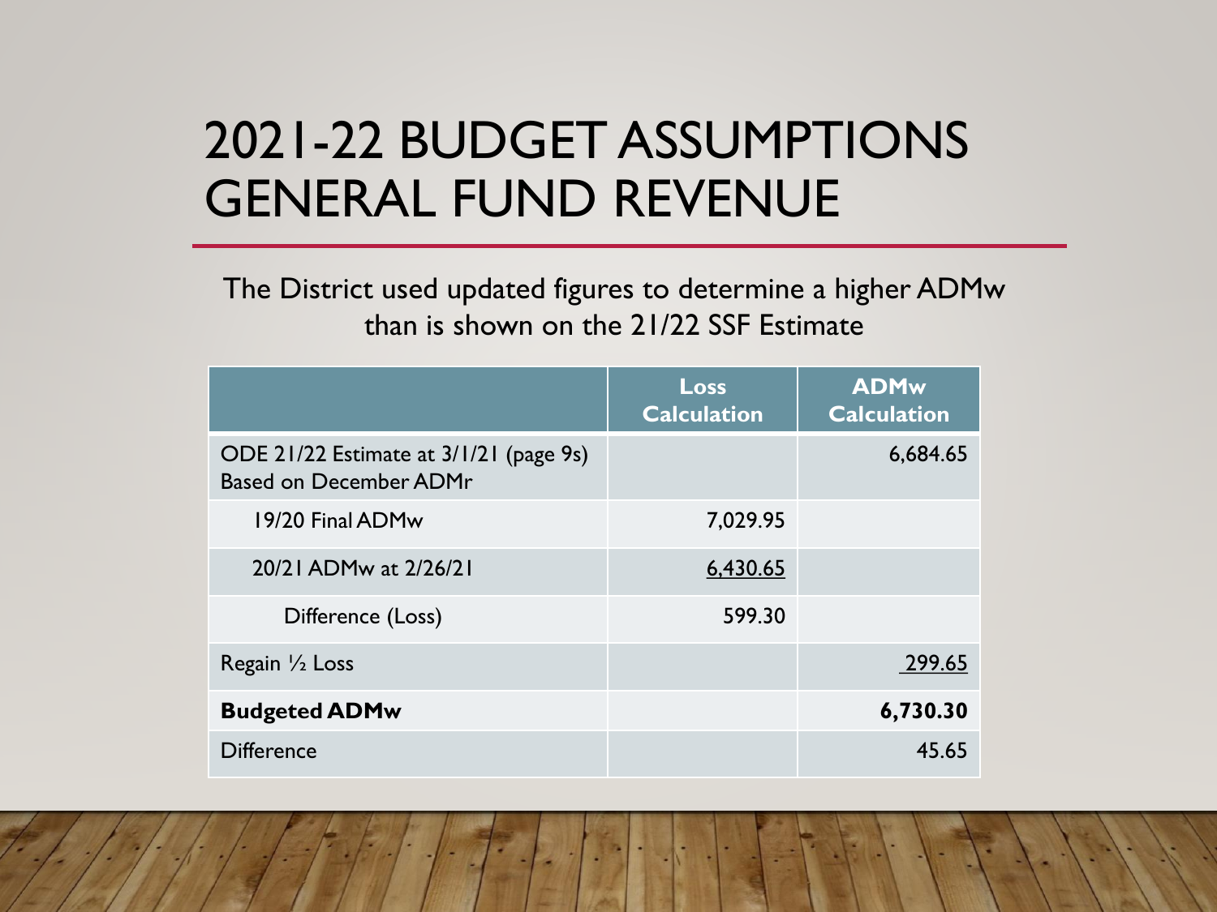# 2021-22 BUDGET ASSUMPTIONS GENERAL FUND REVENUE

The District used updated figures to determine a higher ADMw than is shown on the 21/22 SSF Estimate

| | Loss Calculation | ADMw Calculation |
|---|---|---|
| ODE 21/22 Estimate at 3/1/21 (page 9s) Based on December ADMr | | 6,684.65 |
| 19/20 Final ADMw | 7,029.95 | |
| 20/21 ADMw at 2/26/21 | 6,430.65 | |
| Difference (Loss) | 599.30 | |
| Regain ½ Loss | | 299.65 |
| **Budgeted ADMw** | | **6,730.30** |
| Difference | | 45.65 |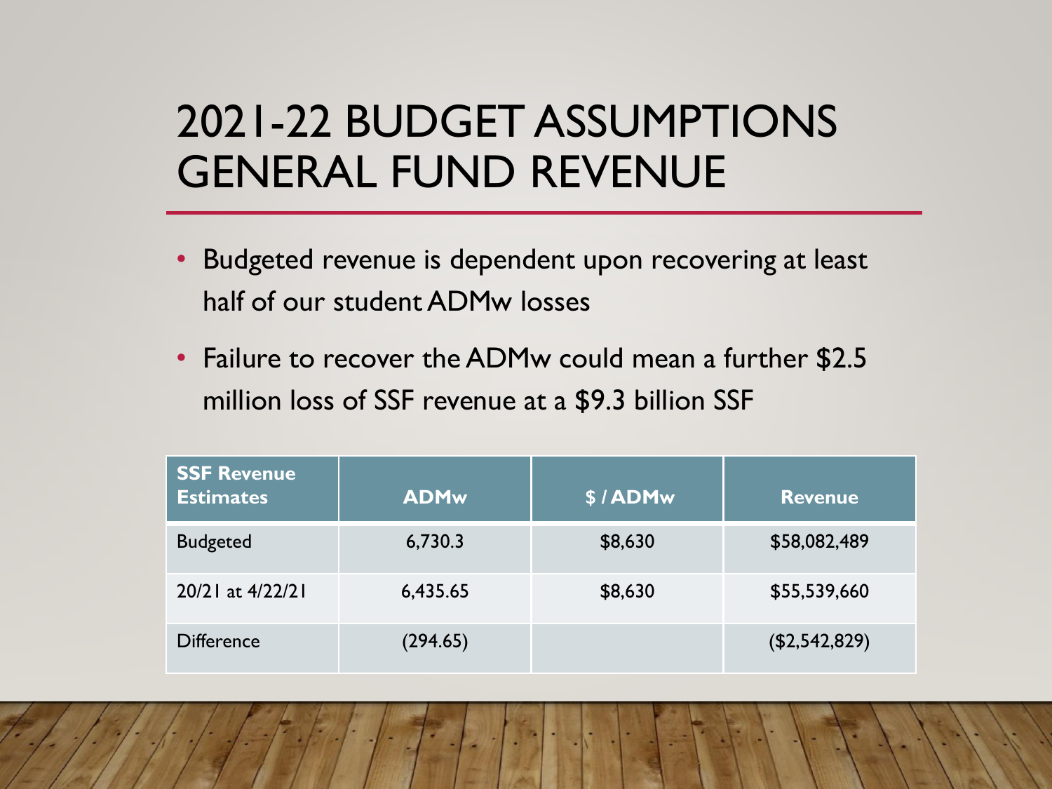# 2021-22 BUDGET ASSUMPTIONS GENERAL FUND REVENUE

- Budgeted revenue is dependent upon recovering at least half of our student ADMw losses
- Failure to recover the ADMw could mean a further $2.5 million loss of SSF revenue at a $9.3 billion SSF

| SSF Revenue Estimates | ADMw | $ / ADMw | Revenue |
|---|---|---|---|
| Budgeted | 6,730.3 | $8,630 | $58,082,489 |
| 20/21 at 4/22/21 | 6,435.65 | $8,630 | $55,539,660 |
| Difference | (294.65) | | ($2,542,829) |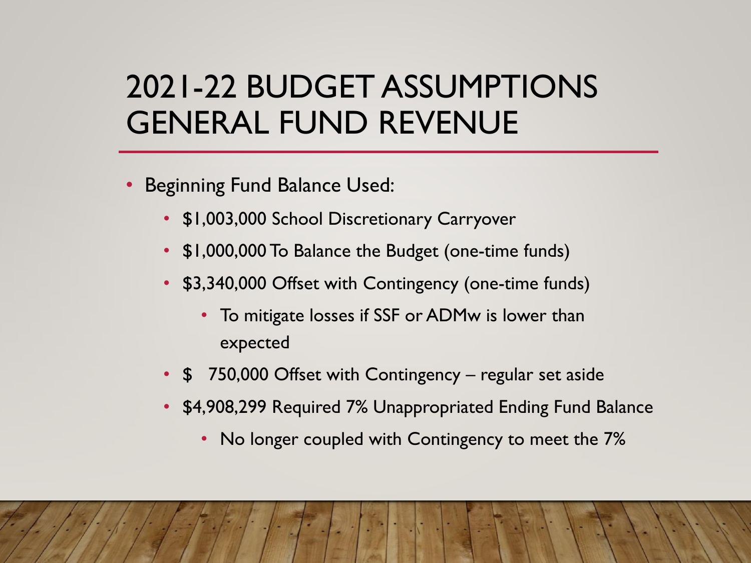# 2021-22 BUDGET ASSUMPTIONS GENERAL FUND REVENUE

- Beginning Fund Balance Used:
  - $1,003,000 School Discretionary Carryover
  - $1,000,000 To Balance the Budget (one-time funds)
  - $3,340,000 Offset with Contingency (one-time funds)
    - To mitigate losses if SSF or ADMw is lower than expected
  - $ 750,000 Offset with Contingency – regular set aside
  - $4,908,299 Required 7% Unappropriated Ending Fund Balance
    - No longer coupled with Contingency to meet the 7%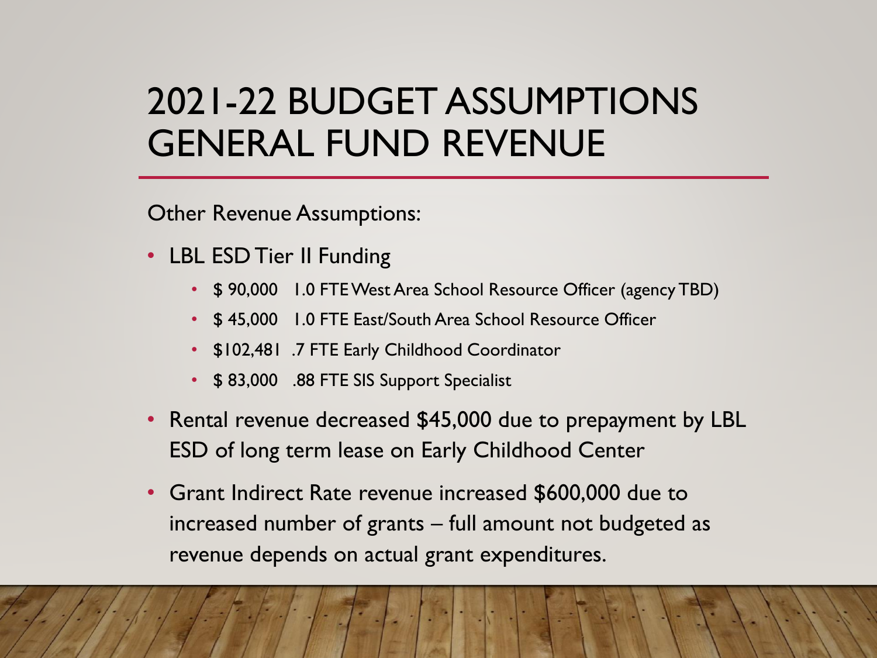# 2021-22 BUDGET ASSUMPTIONS GENERAL FUND REVENUE

Other Revenue Assumptions:

- LBL ESD Tier II Funding
  - $ 90,000 1.0 FTE West Area School Resource Officer (agency TBD)
  - $ 45,000 1.0 FTE East/South Area School Resource Officer
  - $102,481 .7 FTE Early Childhood Coordinator
  - $ 83,000 .88 FTE SIS Support Specialist
- Rental revenue decreased $45,000 due to prepayment by LBL ESD of long term lease on Early Childhood Center
- Grant Indirect Rate revenue increased $600,000 due to increased number of grants – full amount not budgeted as revenue depends on actual grant expenditures.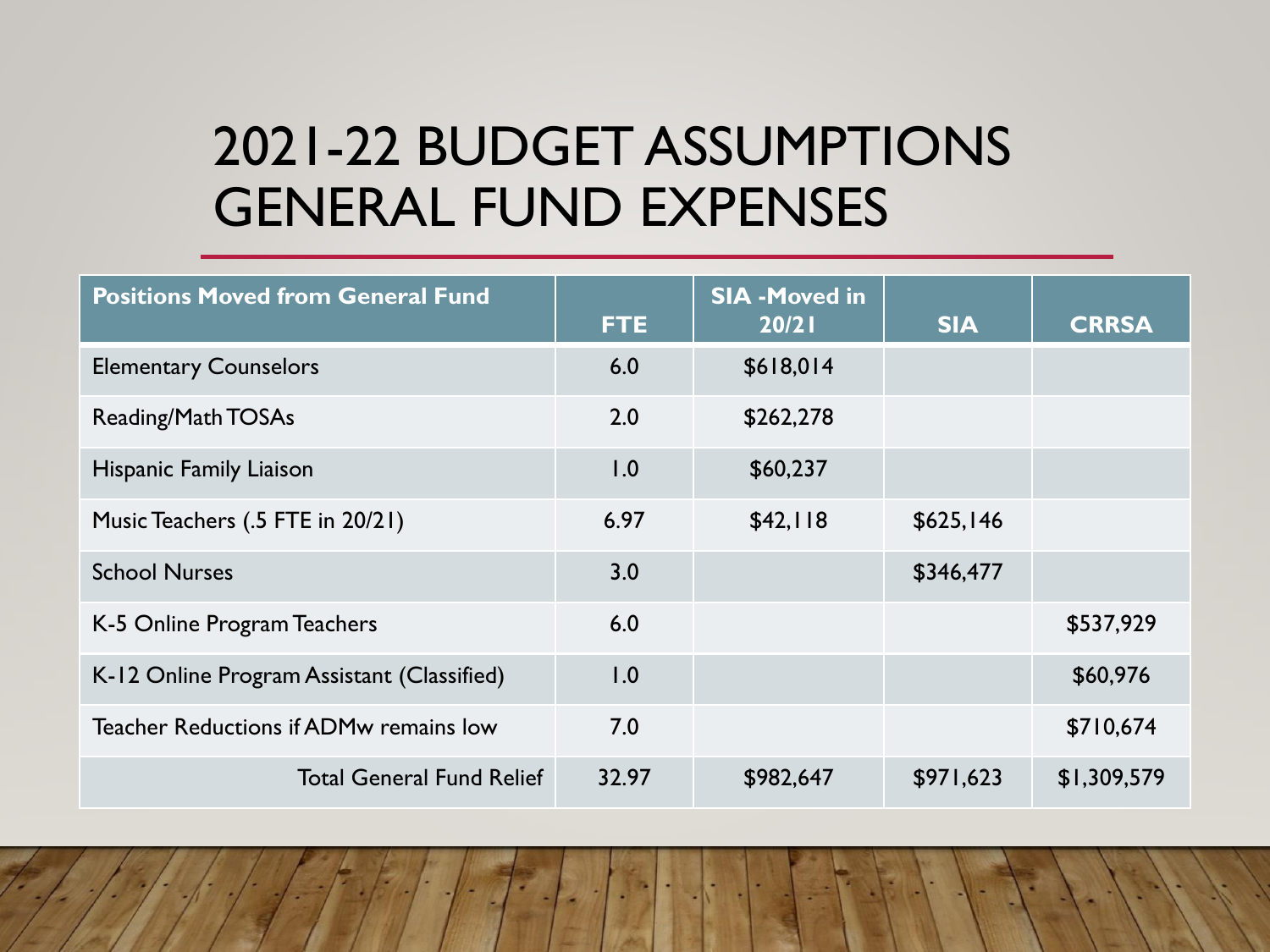# 2021-22 BUDGET ASSUMPTIONS GENERAL FUND EXPENSES

| Positions Moved from General Fund | FTE | SIA -Moved in 20/21 | SIA | CRRSA |
|---|---|---|---|---|
| Elementary Counselors | 6.0 | $618,014 | | |
| Reading/Math TOSAs | 2.0 | $262,278 | | |
| Hispanic Family Liaison | 1.0 | $60,237 | | |
| Music Teachers (.5 FTE in 20/21) | 6.97 | $42,118 | $625,146 | |
| School Nurses | 3.0 | | $346,477 | |
| K-5 Online Program Teachers | 6.0 | | | $537,929 |
| K-12 Online Program Assistant (Classified) | 1.0 | | | $60,976 |
| Teacher Reductions if ADMw remains low | 7.0 | | | $710,674 |
| Total General Fund Relief | 32.97 | $982,647 | $971,623 | $1,309,579 |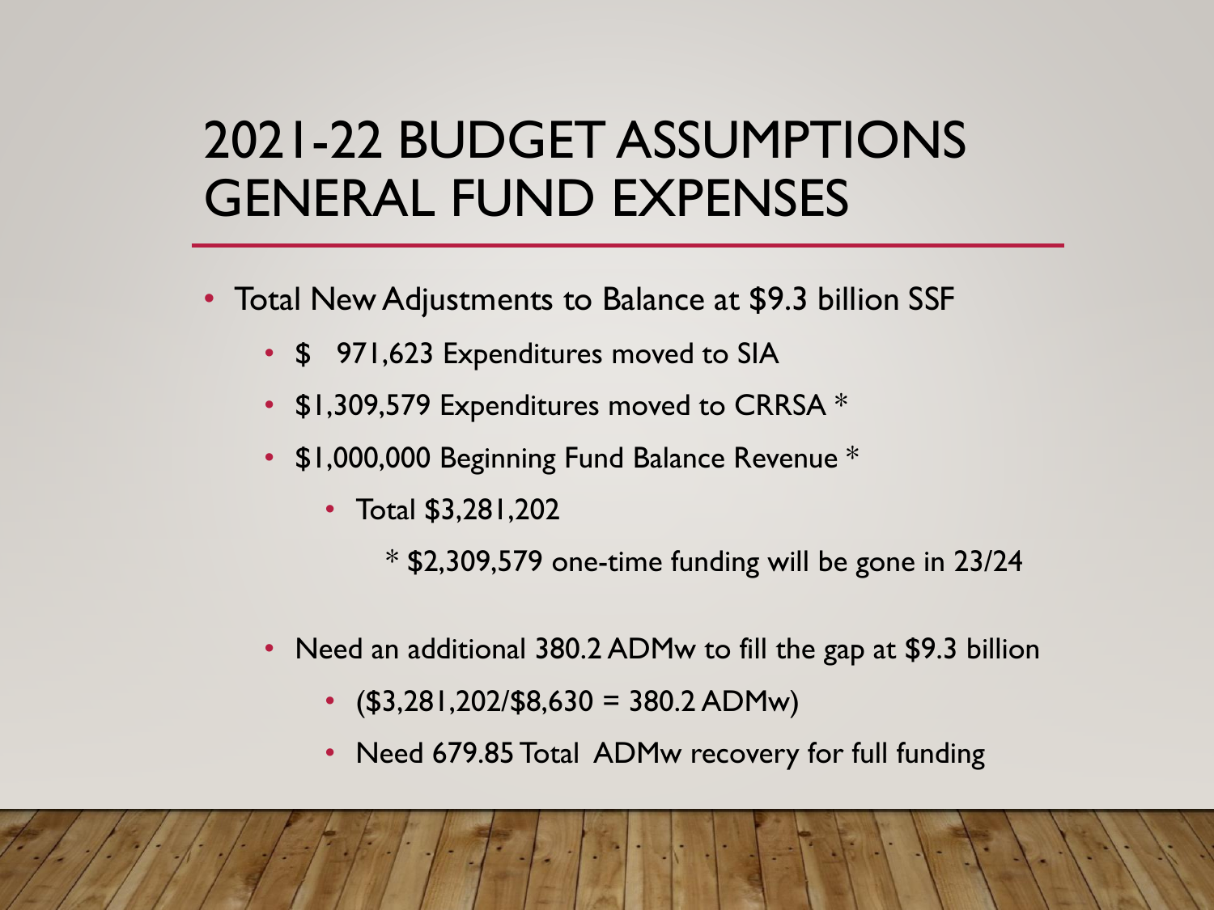# 2021-22 BUDGET ASSUMPTIONS GENERAL FUND EXPENSES

- Total New Adjustments to Balance at $9.3 billion SSF
  - $ 971,623 Expenditures moved to SIA
  - $1,309,579 Expenditures moved to CRRSA *
  - $1,000,000 Beginning Fund Balance Revenue *
    - Total $3,281,202

      * $2,309,579 one-time funding will be gone in 23/24

  - Need an additional 380.2 ADMw to fill the gap at $9.3 billion
    - ($3,281,202/$8,630 = 380.2 ADMw)
    - Need 679.85 Total ADMw recovery for full funding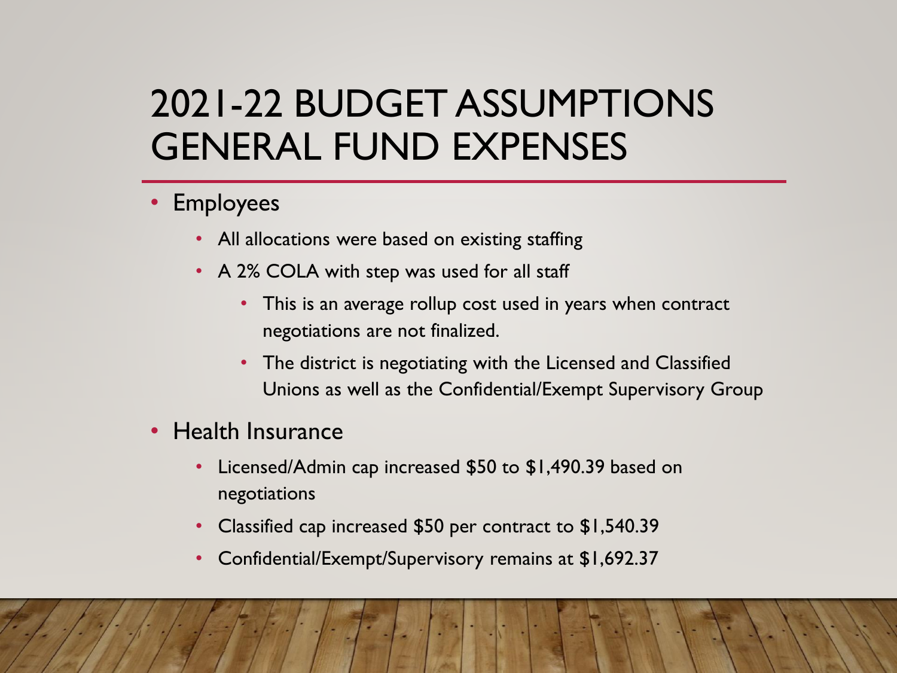# 2021-22 BUDGET ASSUMPTIONS GENERAL FUND EXPENSES

- Employees
  - All allocations were based on existing staffing
  - A 2% COLA with step was used for all staff
    - This is an average rollup cost used in years when contract negotiations are not finalized.
    - The district is negotiating with the Licensed and Classified Unions as well as the Confidential/Exempt Supervisory Group
- Health Insurance
  - Licensed/Admin cap increased $50 to $1,490.39 based on negotiations
  - Classified cap increased $50 per contract to $1,540.39
  - Confidential/Exempt/Supervisory remains at $1,692.37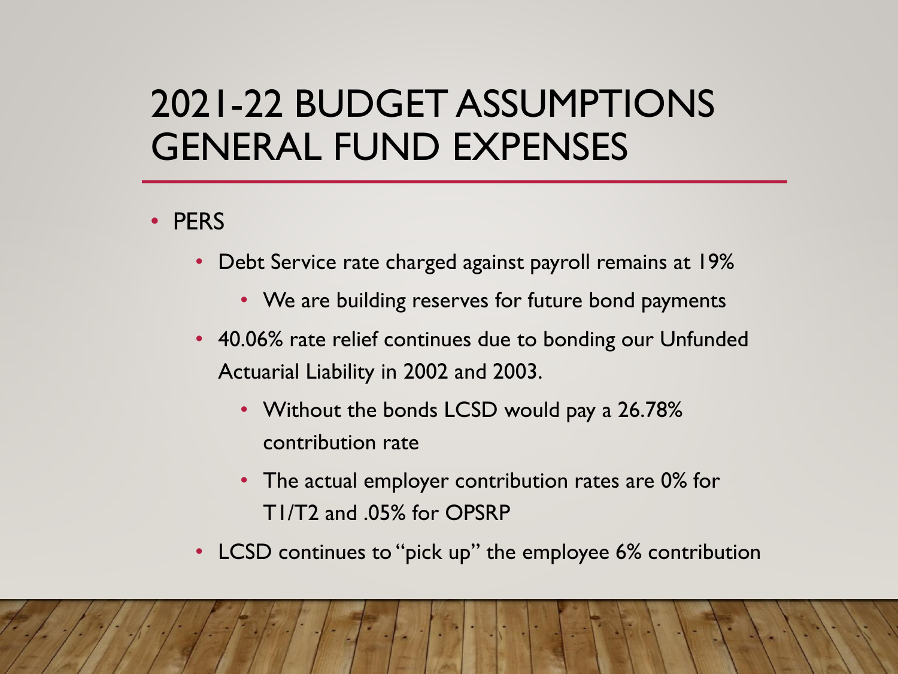# 2021-22 BUDGET ASSUMPTIONS GENERAL FUND EXPENSES

- PERS
  - Debt Service rate charged against payroll remains at 19%
    - We are building reserves for future bond payments
  - 40.06% rate relief continues due to bonding our Unfunded Actuarial Liability in 2002 and 2003.
    - Without the bonds LCSD would pay a 26.78% contribution rate
    - The actual employer contribution rates are 0% for T1/T2 and .05% for OPSRP
  - LCSD continues to "pick up" the employee 6% contribution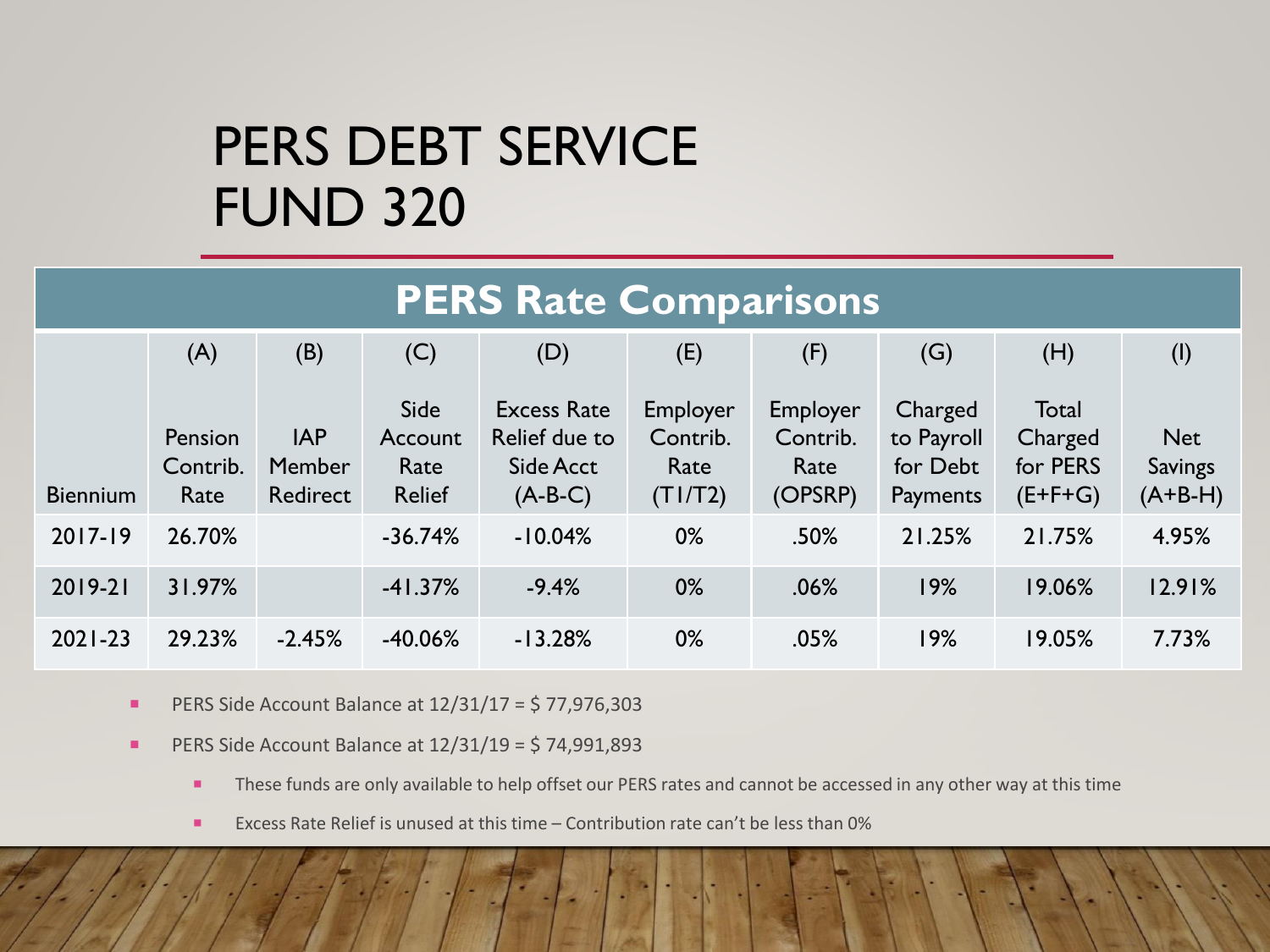# PERS DEBT SERVICE FUND 320

| PERS Rate Comparisons | | | | | | | | | |
|---|---|---|---|---|---|---|---|---|---|
| | (A) | (B) | (C) | (D) | (E) | (F) | (G) | (H) | (I) |
| Biennium | Pension Contrib. Rate | IAP Member Redirect | Side Account Rate Relief | Excess Rate Relief due to Side Acct (A-B-C) | Employer Contrib. Rate (T1/T2) | Employer Contrib. Rate (OPSRP) | Charged to Payroll for Debt Payments | Total Charged for PERS (E+F+G) | Net Savings (A+B-H) |
| 2017-19 | 26.70% | | -36.74% | -10.04% | 0% | .50% | 21.25% | 21.75% | 4.95% |
| 2019-21 | 31.97% | | -41.37% | -9.4% | 0% | .06% | 19% | 19.06% | 12.91% |
| 2021-23 | 29.23% | -2.45% | -40.06% | -13.28% | 0% | .05% | 19% | 19.05% | 7.73% |

- PERS Side Account Balance at 12/31/17 = $ 77,976,303
- PERS Side Account Balance at 12/31/19 = $ 74,991,893
  - These funds are only available to help offset our PERS rates and cannot be accessed in any other way at this time
  - Excess Rate Relief is unused at this time – Contribution rate can't be less than 0%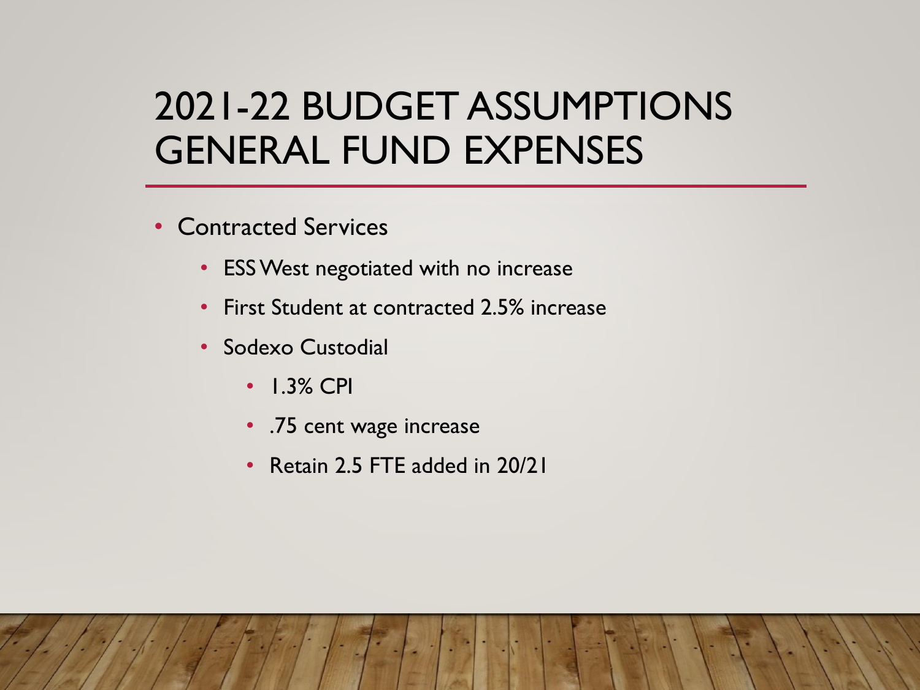# 2021-22 BUDGET ASSUMPTIONS GENERAL FUND EXPENSES

- Contracted Services
  - ESS West negotiated with no increase
  - First Student at contracted 2.5% increase
  - Sodexo Custodial
    - 1.3% CPI
    - .75 cent wage increase
    - Retain 2.5 FTE added in 20/21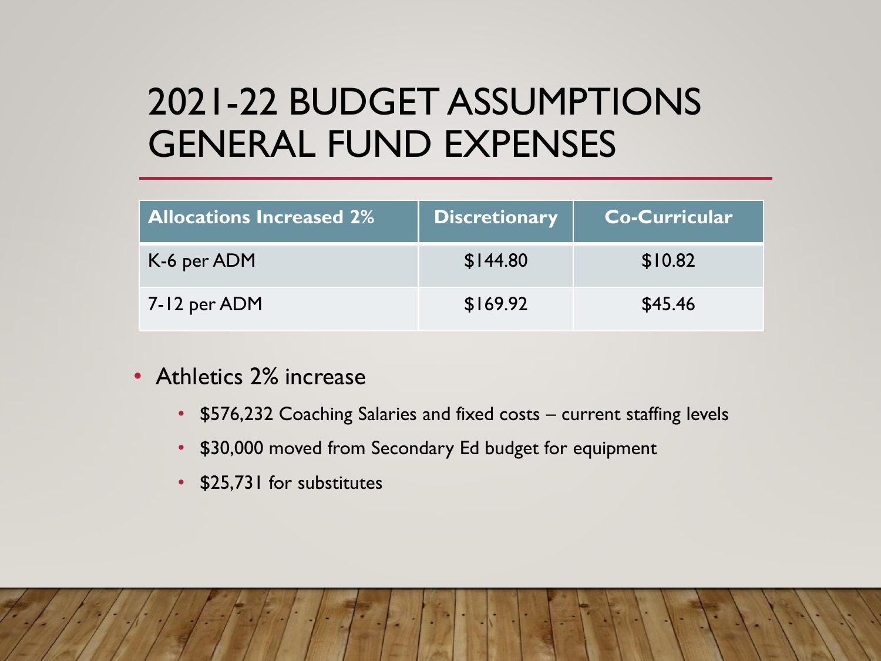# 2021-22 BUDGET ASSUMPTIONS GENERAL FUND EXPENSES

| Allocations Increased 2% | Discretionary | Co-Curricular |
| --- | --- | --- |
| K-6 per ADM | $144.80 | $10.82 |
| 7-12 per ADM | $169.92 | $45.46 |

- Athletics 2% increase
  - $576,232 Coaching Salaries and fixed costs – current staffing levels
  - $30,000 moved from Secondary Ed budget for equipment
  - $25,731 for substitutes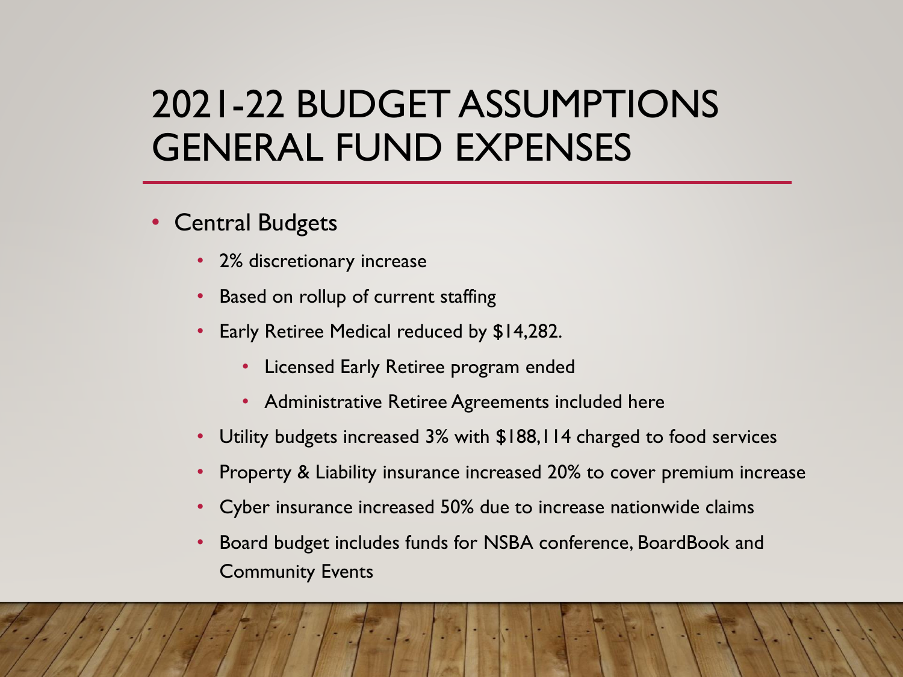# 2021-22 BUDGET ASSUMPTIONS GENERAL FUND EXPENSES

- Central Budgets
  - 2% discretionary increase
  - Based on rollup of current staffing
  - Early Retiree Medical reduced by $14,282.
    - Licensed Early Retiree program ended
    - Administrative Retiree Agreements included here
  - Utility budgets increased 3% with $188,114 charged to food services
  - Property & Liability insurance increased 20% to cover premium increase
  - Cyber insurance increased 50% due to increase nationwide claims
  - Board budget includes funds for NSBA conference, BoardBook and Community Events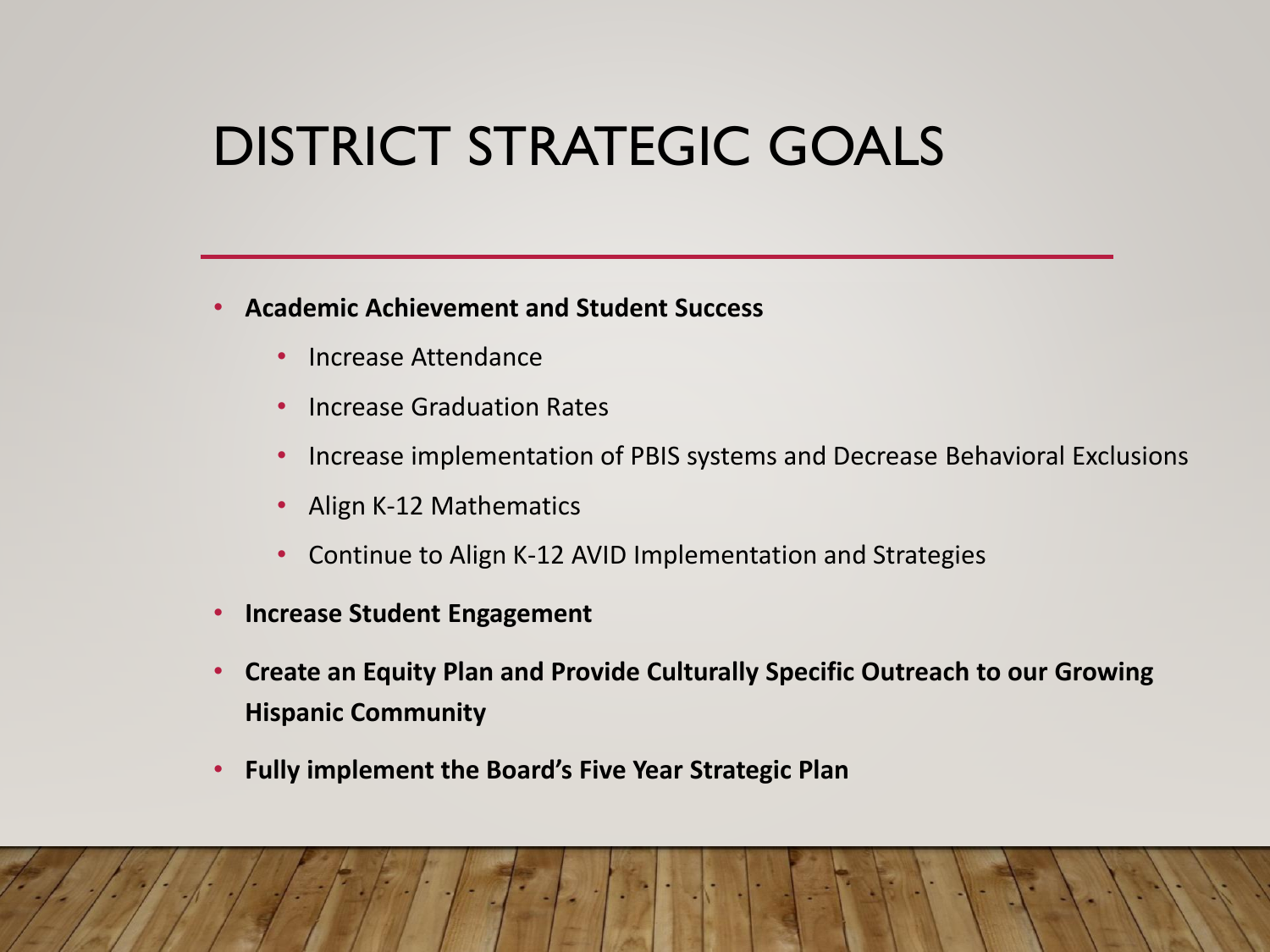# DISTRICT STRATEGIC GOALS

- **Academic Achievement and Student Success**
  - Increase Attendance
  - Increase Graduation Rates
  - Increase implementation of PBIS systems and Decrease Behavioral Exclusions
  - Align K-12 Mathematics
  - Continue to Align K-12 AVID Implementation and Strategies
- **Increase Student Engagement**
- **Create an Equity Plan and Provide Culturally Specific Outreach to our Growing Hispanic Community**
- **Fully implement the Board's Five Year Strategic Plan**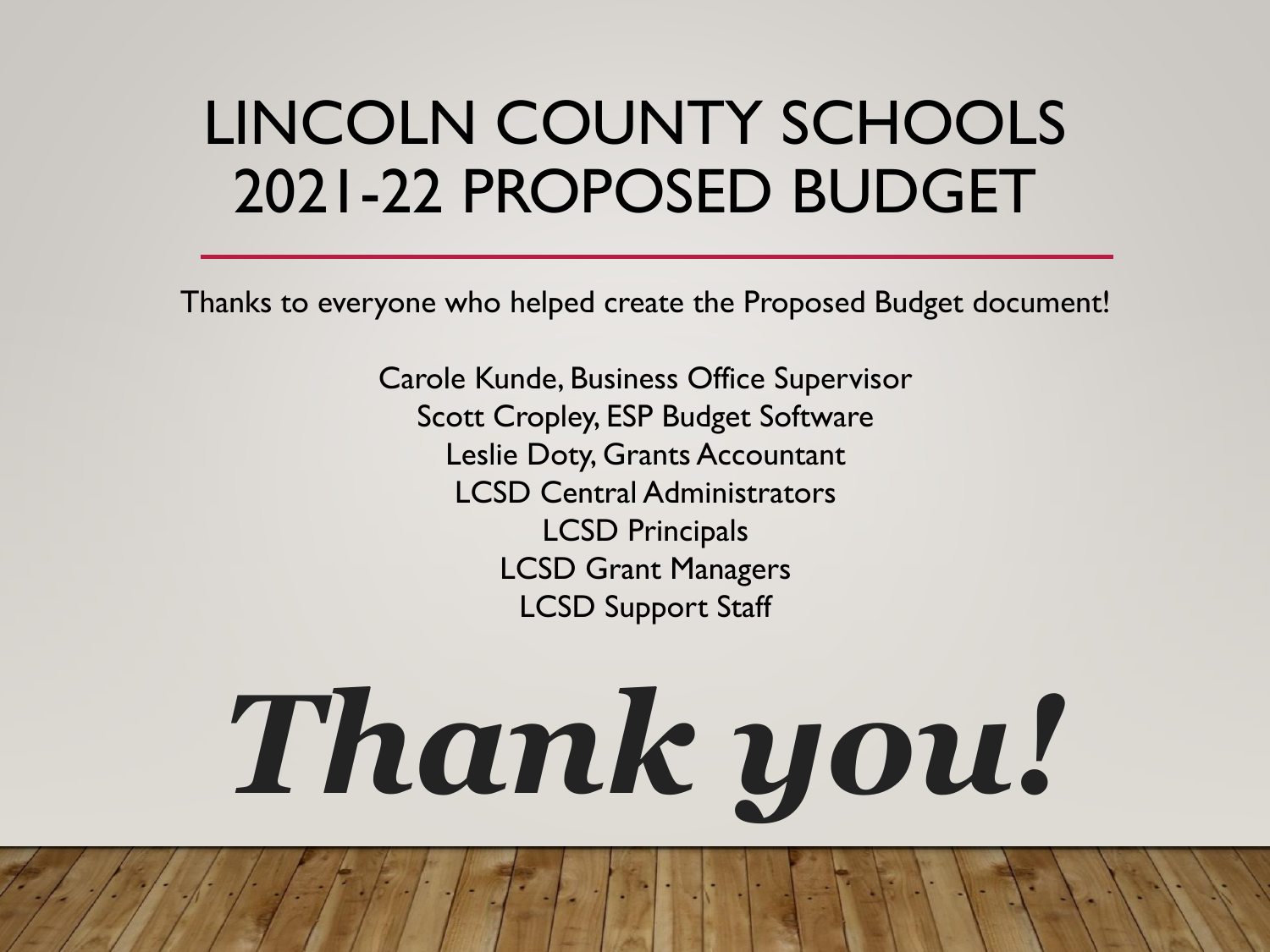# LINCOLN COUNTY SCHOOLS 2021-22 PROPOSED BUDGET

Thanks to everyone who helped create the Proposed Budget document!

Carole Kunde, Business Office Supervisor
Scott Cropley, ESP Budget Software
Leslie Doty, Grants Accountant
LCSD Central Administrators
LCSD Principals
LCSD Grant Managers
LCSD Support Staff

***Thank you!***